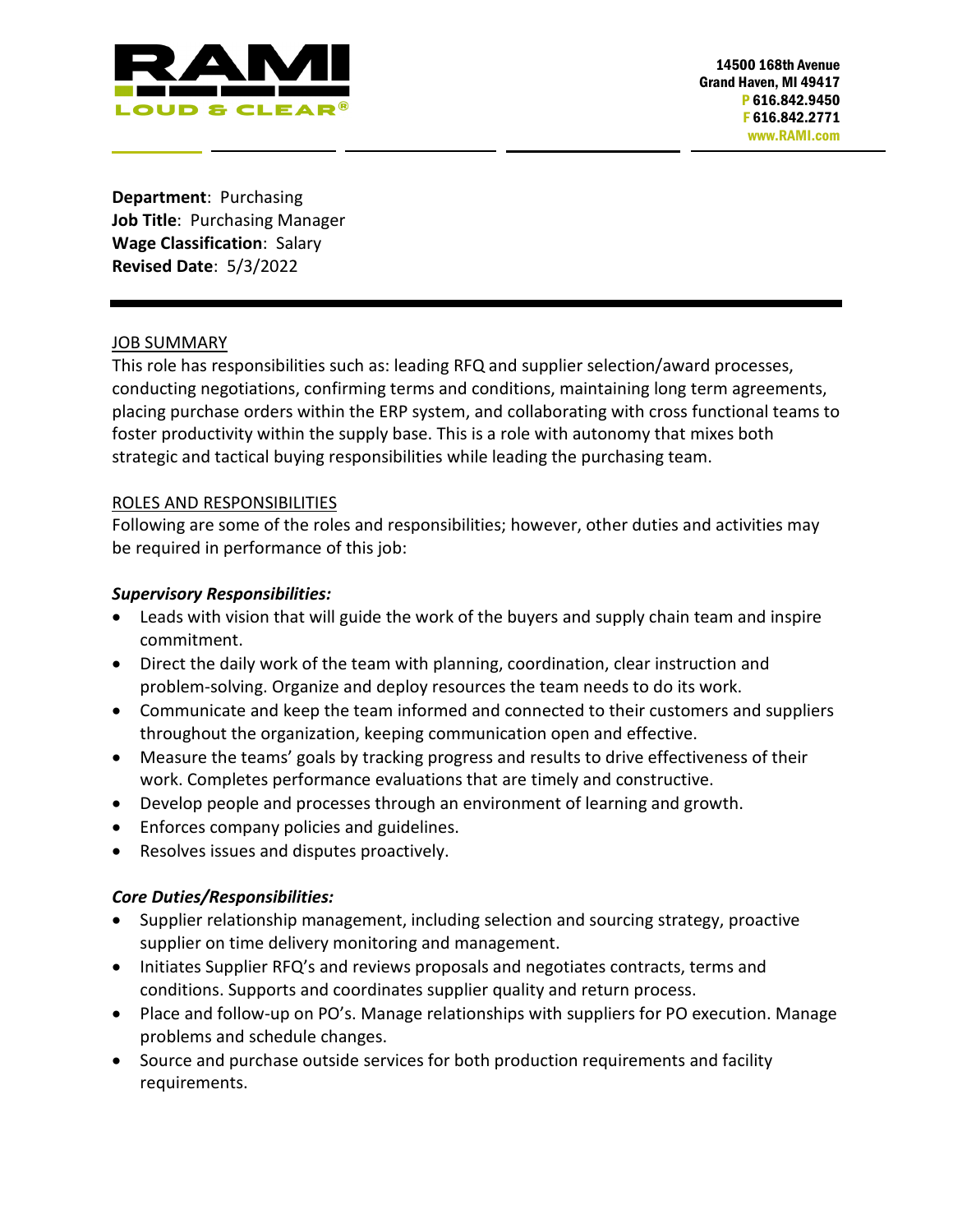RAMI
LOUD & CLEAR®

14500 168th Avenue
Grand Haven, MI 49417
P 616.842.9450
F 616.842.2771
www.RAMI.com

**Department**: Purchasing
**Job Title**: Purchasing Manager
**Wage Classification**: Salary
**Revised Date**: 5/3/2022

---

## JOB SUMMARY

This role has responsibilities such as: leading RFQ and supplier selection/award processes, conducting negotiations, confirming terms and conditions, maintaining long term agreements, placing purchase orders within the ERP system, and collaborating with cross functional teams to foster productivity within the supply base. This is a role with autonomy that mixes both strategic and tactical buying responsibilities while leading the purchasing team.

## ROLES AND RESPONSIBILITIES

Following are some of the roles and responsibilities; however, other duties and activities may be required in performance of this job:

### *Supervisory Responsibilities:*

- Leads with vision that will guide the work of the buyers and supply chain team and inspire commitment.
- Direct the daily work of the team with planning, coordination, clear instruction and problem-solving. Organize and deploy resources the team needs to do its work.
- Communicate and keep the team informed and connected to their customers and suppliers throughout the organization, keeping communication open and effective.
- Measure the teams' goals by tracking progress and results to drive effectiveness of their work. Completes performance evaluations that are timely and constructive.
- Develop people and processes through an environment of learning and growth.
- Enforces company policies and guidelines.
- Resolves issues and disputes proactively.

### *Core Duties/Responsibilities:*

- Supplier relationship management, including selection and sourcing strategy, proactive supplier on time delivery monitoring and management.
- Initiates Supplier RFQ's and reviews proposals and negotiates contracts, terms and conditions. Supports and coordinates supplier quality and return process.
- Place and follow-up on PO's. Manage relationships with suppliers for PO execution. Manage problems and schedule changes.
- Source and purchase outside services for both production requirements and facility requirements.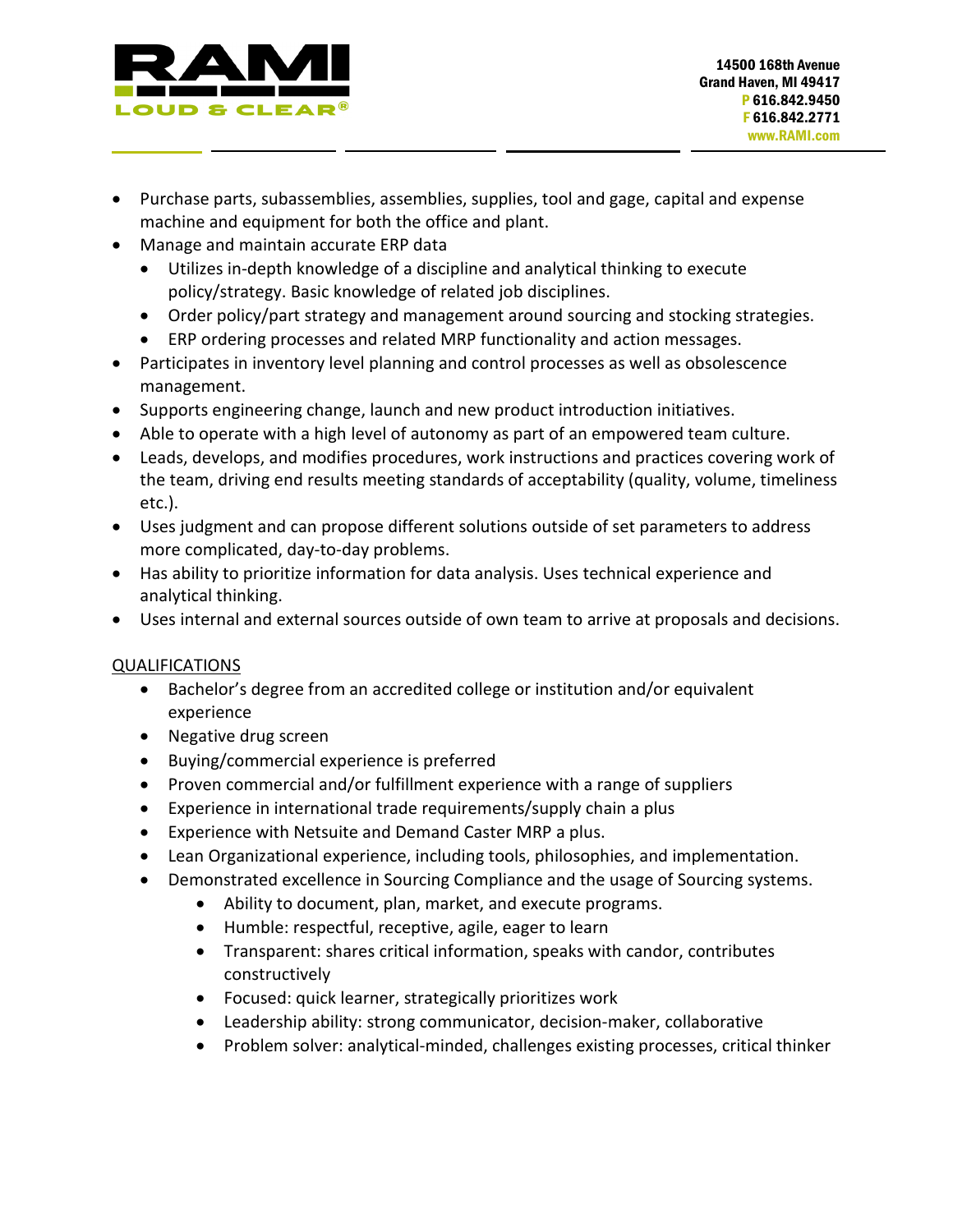- Purchase parts, subassemblies, assemblies, supplies, tool and gage, capital and expense machine and equipment for both the office and plant.
- Manage and maintain accurate ERP data
  - Utilizes in-depth knowledge of a discipline and analytical thinking to execute policy/strategy. Basic knowledge of related job disciplines.
  - Order policy/part strategy and management around sourcing and stocking strategies.
  - ERP ordering processes and related MRP functionality and action messages.
- Participates in inventory level planning and control processes as well as obsolescence management.
- Supports engineering change, launch and new product introduction initiatives.
- Able to operate with a high level of autonomy as part of an empowered team culture.
- Leads, develops, and modifies procedures, work instructions and practices covering work of the team, driving end results meeting standards of acceptability (quality, volume, timeliness etc.).
- Uses judgment and can propose different solutions outside of set parameters to address more complicated, day-to-day problems.
- Has ability to prioritize information for data analysis. Uses technical experience and analytical thinking.
- Uses internal and external sources outside of own team to arrive at proposals and decisions.

<u>QUALIFICATIONS</u>

- Bachelor's degree from an accredited college or institution and/or equivalent experience
- Negative drug screen
- Buying/commercial experience is preferred
- Proven commercial and/or fulfillment experience with a range of suppliers
- Experience in international trade requirements/supply chain a plus
- Experience with Netsuite and Demand Caster MRP a plus.
- Lean Organizational experience, including tools, philosophies, and implementation.
- Demonstrated excellence in Sourcing Compliance and the usage of Sourcing systems.
  - Ability to document, plan, market, and execute programs.
  - Humble: respectful, receptive, agile, eager to learn
  - Transparent: shares critical information, speaks with candor, contributes constructively
  - Focused: quick learner, strategically prioritizes work
  - Leadership ability: strong communicator, decision-maker, collaborative
  - Problem solver: analytical-minded, challenges existing processes, critical thinker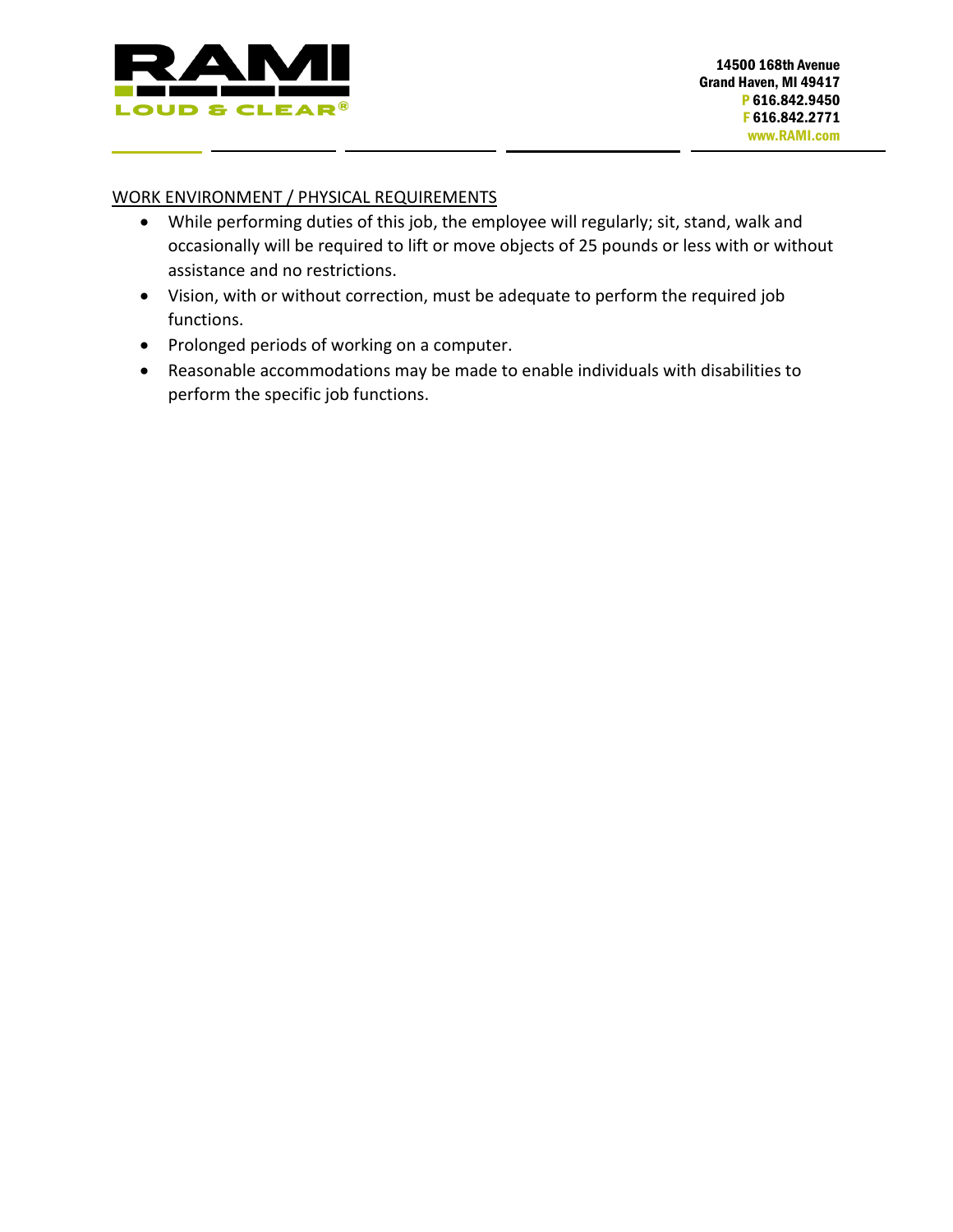WORK ENVIRONMENT / PHYSICAL REQUIREMENTS

- While performing duties of this job, the employee will regularly; sit, stand, walk and occasionally will be required to lift or move objects of 25 pounds or less with or without assistance and no restrictions.
- Vision, with or without correction, must be adequate to perform the required job functions.
- Prolonged periods of working on a computer.
- Reasonable accommodations may be made to enable individuals with disabilities to perform the specific job functions.